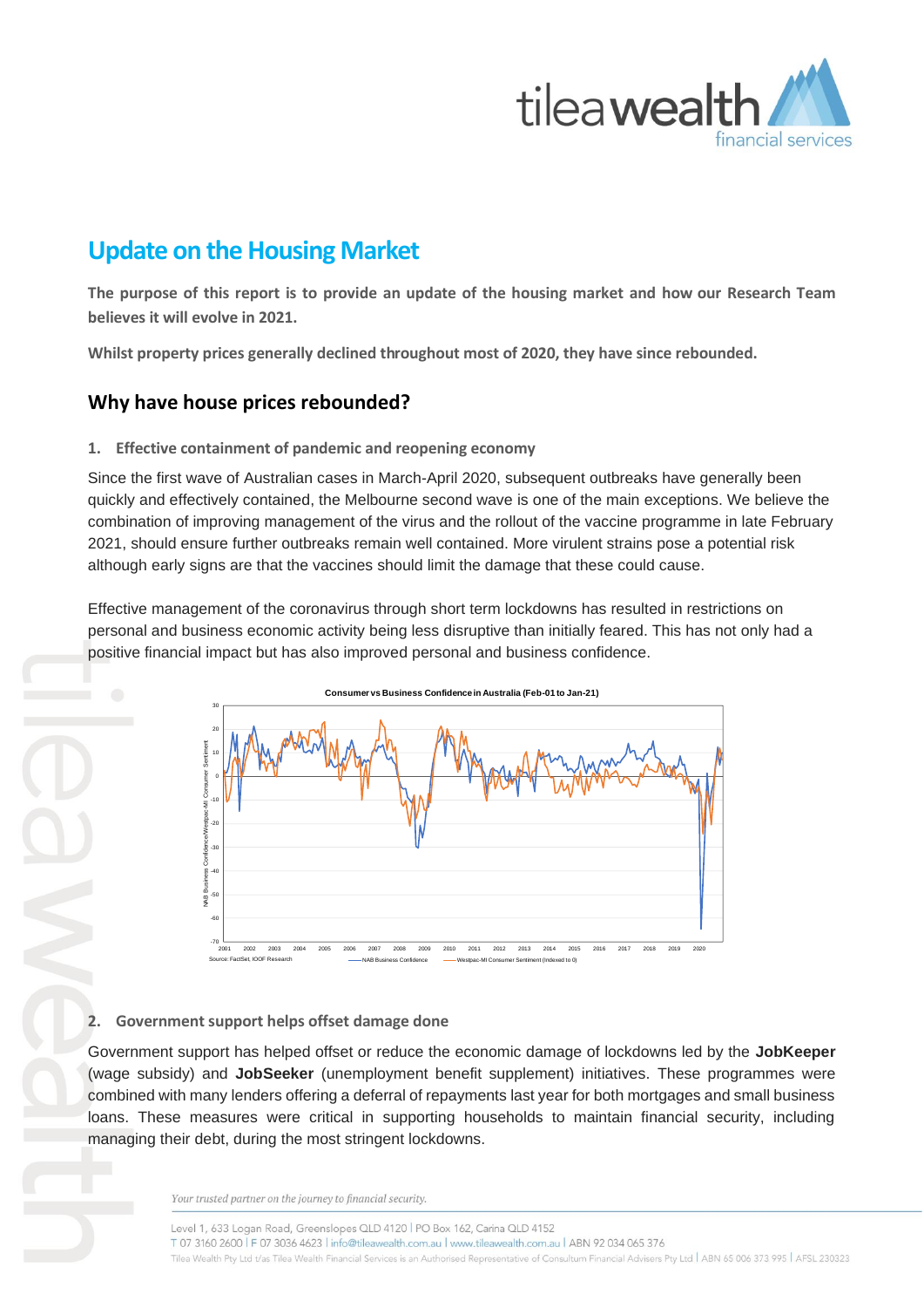# Update on the Housing Market

**The purpose of this report is to provide an update of the housing market and how our Research Team believes it will evolve in 2021.**

**Whilst property prices generally declined throughout most of 2020, they have since rebounded.**

## Why have house prices rebounded?

### 1. Effective containment of pandemic and reopening economy

Since the first wave of Australian cases in March-April 2020, subsequent outbreaks have generally been quickly and effectively contained, the Melbourne second wave is one of the main exceptions. We believe the combination of improving management of the virus and the rollout of the vaccine programme in late February 2021, should ensure further outbreaks remain well contained. More virulent strains pose a potential risk although early signs are that the vaccines should limit the damage that these could cause.

Effective management of the coronavirus through short term lockdowns has resulted in restrictions on personal and business economic activity being less disruptive than initially feared. This has not only had a positive financial impact but has also improved personal and business confidence.

**Consumer vs Business Confidence in Australia (Feb-01 to Jan-21)**

Source: FactSet, IOOF Research — NAB Business Confidence — Westpac-MI Consumer Sentiment (Indexed to 0)

### 2. Government support helps offset damage done

Government support has helped offset or reduce the economic damage of lockdowns led by the **JobKeeper** (wage subsidy) and **JobSeeker** (unemployment benefit supplement) initiatives. These programmes were combined with many lenders offering a deferral of repayments last year for both mortgages and small business loans. These measures were critical in supporting households to maintain financial security, including managing their debt, during the most stringent lockdowns.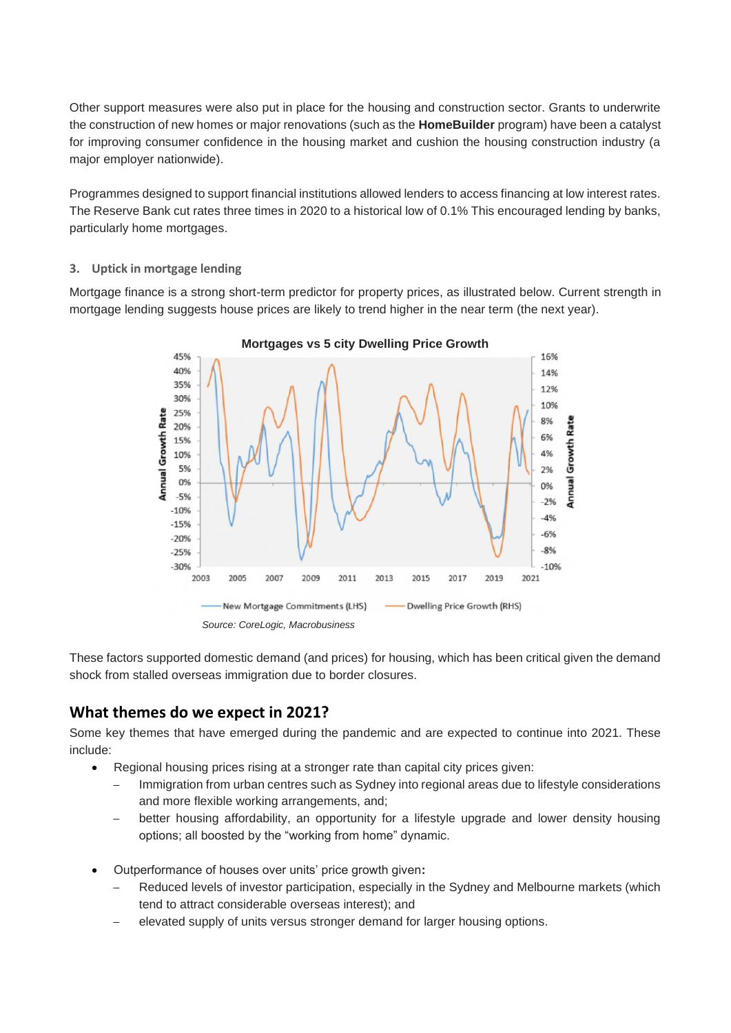Other support measures were also put in place for the housing and construction sector. Grants to underwrite the construction of new homes or major renovations (such as the **HomeBuilder** program) have been a catalyst for improving consumer confidence in the housing market and cushion the housing construction industry (a major employer nationwide).

Programmes designed to support financial institutions allowed lenders to access financing at low interest rates. The Reserve Bank cut rates three times in 2020 to a historical low of 0.1% This encouraged lending by banks, particularly home mortgages.

### 3. Uptick in mortgage lending

Mortgage finance is a strong short-term predictor for property prices, as illustrated below. Current strength in mortgage lending suggests house prices are likely to trend higher in the near term (the next year).

*Source: CoreLogic, Macrobusiness*

These factors supported domestic demand (and prices) for housing, which has been critical given the demand shock from stalled overseas immigration due to border closures.

## What themes do we expect in 2021?

Some key themes that have emerged during the pandemic and are expected to continue into 2021. These include:

- Regional housing prices rising at a stronger rate than capital city prices given:
  - Immigration from urban centres such as Sydney into regional areas due to lifestyle considerations and more flexible working arrangements, and;
  - better housing affordability, an opportunity for a lifestyle upgrade and lower density housing options; all boosted by the "working from home" dynamic.

- Outperformance of houses over units' price growth given**:**
  - Reduced levels of investor participation, especially in the Sydney and Melbourne markets (which tend to attract considerable overseas interest); and
  - elevated supply of units versus stronger demand for larger housing options.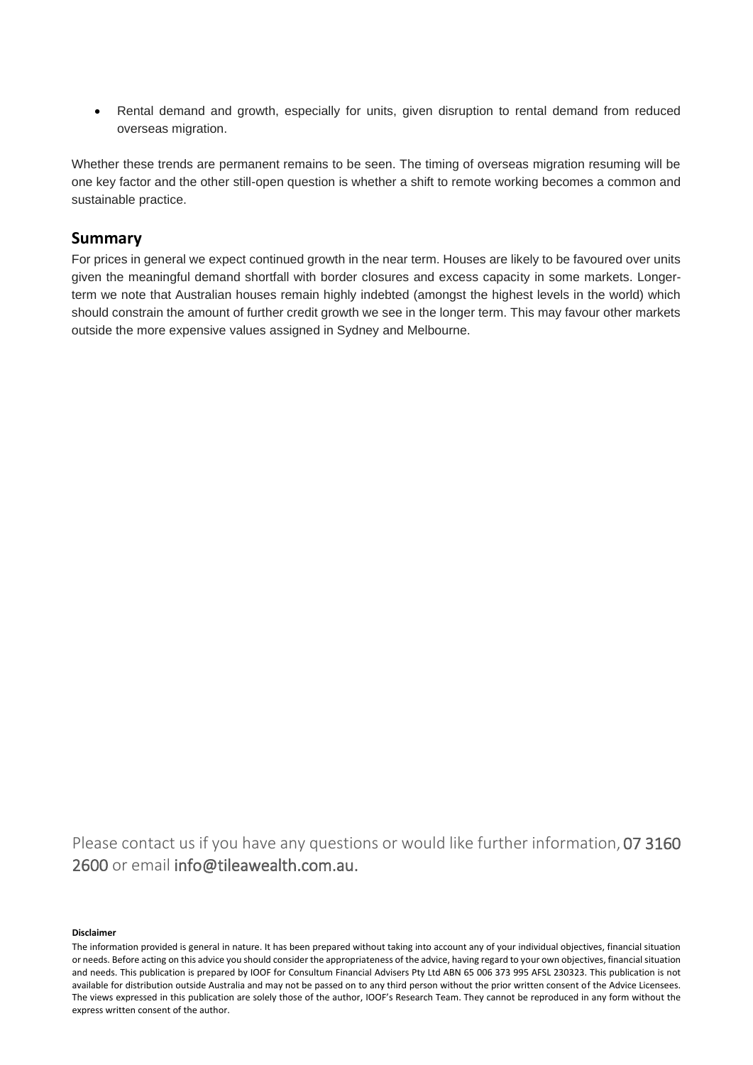- Rental demand and growth, especially for units, given disruption to rental demand from reduced overseas migration.

Whether these trends are permanent remains to be seen. The timing of overseas migration resuming will be one key factor and the other still-open question is whether a shift to remote working becomes a common and sustainable practice.

## Summary

For prices in general we expect continued growth in the near term. Houses are likely to be favoured over units given the meaningful demand shortfall with border closures and excess capacity in some markets. Longer-term we note that Australian houses remain highly indebted (amongst the highest levels in the world) which should constrain the amount of further credit growth we see in the longer term. This may favour other markets outside the more expensive values assigned in Sydney and Melbourne.

Please contact us if you have any questions or would like further information, 07 3160 2600 or email info@tileawealth.com.au.

**Disclaimer**

The information provided is general in nature. It has been prepared without taking into account any of your individual objectives, financial situation or needs. Before acting on this advice you should consider the appropriateness of the advice, having regard to your own objectives, financial situation and needs. This publication is prepared by IOOF for Consultum Financial Advisers Pty Ltd ABN 65 006 373 995 AFSL 230323. This publication is not available for distribution outside Australia and may not be passed on to any third person without the prior written consent of the Advice Licensees. The views expressed in this publication are solely those of the author, IOOF's Research Team. They cannot be reproduced in any form without the express written consent of the author.